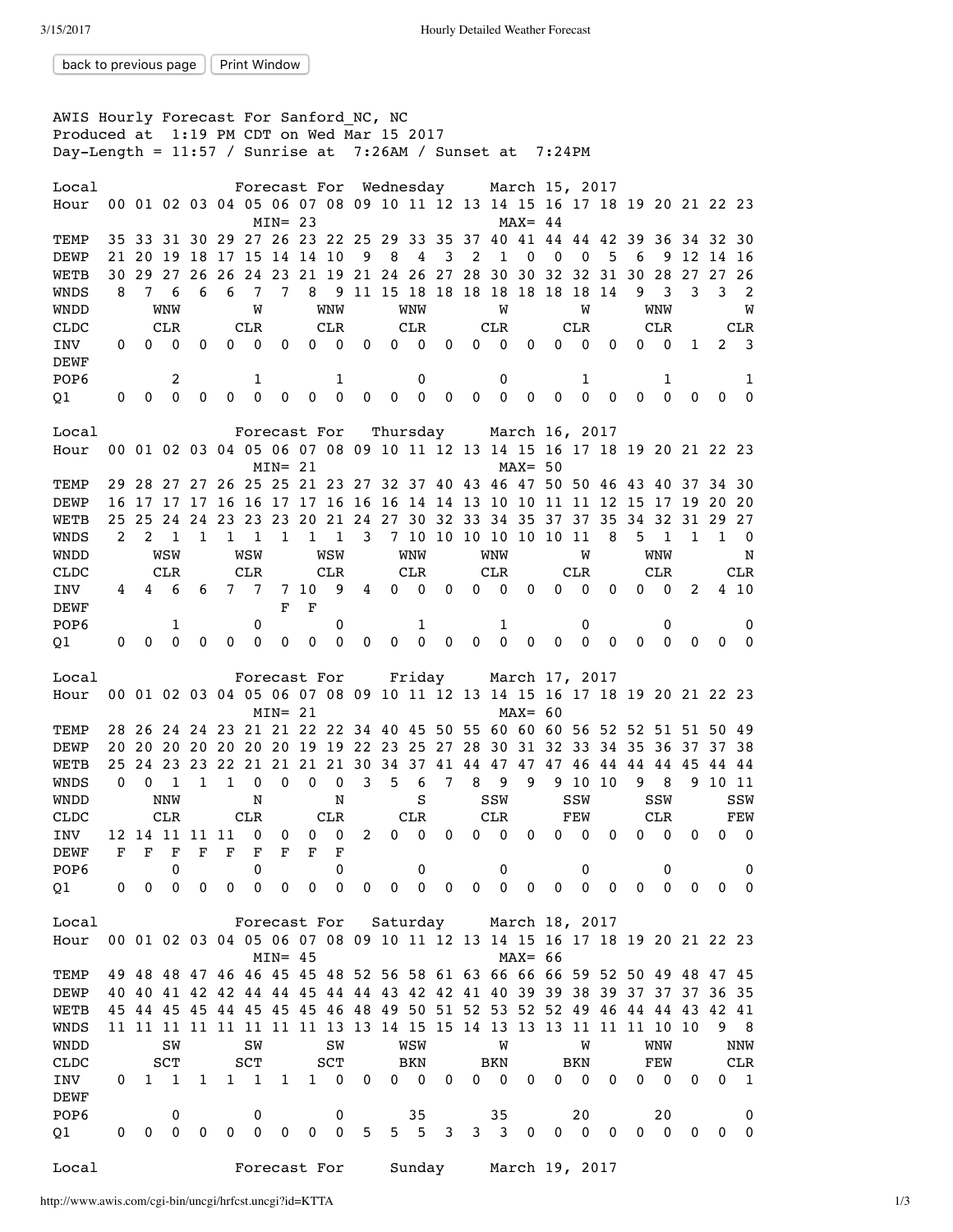back to previous page | Print Window

```
AWIS Hourly Forecast For Sanford_NC, NC
Produced at  1:19 PM CDT on Wed Mar 15 2017
Day-Length = 11:57 / Sunrise at  7:26AM / Sunset at  7:24PM
```

Local Forecast For Wednesday March 15, 2017

| Hour | 00 | 01 | 02 | 03 | 04 | 05 | 06 | 07 | 08 | 09 | 10 | 11 | 12 | 13 | 14 | 15 | 16 | 17 | 18 | 19 | 20 | 21 | 22 | 23 |
|---|---|---|---|---|---|---|---|---|---|---|---|---|---|---|---|---|---|---|---|---|---|---|---|---|
| | | | | | | | MIN= 23 | | | | | | | | | MAX= 44 | | | | | | | | |
| TEMP | 35 | 33 | 31 | 30 | 29 | 27 | 26 | 23 | 22 | 25 | 29 | 33 | 35 | 37 | 40 | 41 | 44 | 44 | 42 | 39 | 36 | 34 | 32 | 30 |
| DEWP | 21 | 20 | 19 | 18 | 17 | 15 | 14 | 14 | 10 | 9 | 8 | 4 | 3 | 2 | 1 | 0 | 0 | 0 | 5 | 6 | 9 | 12 | 14 | 16 |
| WETB | 30 | 29 | 27 | 26 | 26 | 24 | 23 | 21 | 19 | 21 | 24 | 26 | 27 | 28 | 30 | 30 | 32 | 32 | 31 | 30 | 28 | 27 | 27 | 26 |
| WNDS | 8 | 7 | 6 | 6 | 6 | 7 | 7 | 8 | 9 | 11 | 15 | 18 | 18 | 18 | 18 | 18 | 18 | 18 | 14 | 9 | 3 | 3 | 3 | 2 |
| WNDD | | | WNW | | | W | | | WNW | | | WNW | | | W | | | W | | | WNW | | | W |
| CLDC | | | CLR | | | CLR | | | CLR | | | CLR | | | CLR | | | CLR | | | CLR | | | CLR |
| INV | 0 | 0 | 0 | 0 | 0 | 0 | 0 | 0 | 0 | 0 | 0 | 0 | 0 | 0 | 0 | 0 | 0 | 0 | 0 | 0 | 0 | 1 | 2 | 3 |
| DEWF | | | | | | | | | | | | | | | | | | | | | | | | |
| POP6 | | | 2 | | | 1 | | | 1 | | | 0 | | | 0 | | | 1 | | | 1 | | | 1 |
| Q1 | 0 | 0 | 0 | 0 | 0 | 0 | 0 | 0 | 0 | 0 | 0 | 0 | 0 | 0 | 0 | 0 | 0 | 0 | 0 | 0 | 0 | 0 | 0 | 0 |

Local Forecast For Thursday March 16, 2017

| Hour | 00 | 01 | 02 | 03 | 04 | 05 | 06 | 07 | 08 | 09 | 10 | 11 | 12 | 13 | 14 | 15 | 16 | 17 | 18 | 19 | 20 | 21 | 22 | 23 |
|---|---|---|---|---|---|---|---|---|---|---|---|---|---|---|---|---|---|---|---|---|---|---|---|---|
| | | | | | | | MIN= 21 | | | | | | | | | MAX= 50 | | | | | | | | |
| TEMP | 29 | 28 | 27 | 27 | 26 | 25 | 25 | 21 | 23 | 27 | 32 | 37 | 40 | 43 | 46 | 47 | 50 | 50 | 46 | 43 | 40 | 37 | 34 | 30 |
| DEWP | 16 | 17 | 17 | 17 | 16 | 16 | 17 | 17 | 16 | 16 | 16 | 14 | 14 | 13 | 10 | 10 | 11 | 11 | 12 | 15 | 17 | 19 | 20 | 20 |
| WETB | 25 | 25 | 24 | 24 | 23 | 23 | 23 | 20 | 21 | 24 | 27 | 30 | 32 | 33 | 34 | 35 | 37 | 37 | 35 | 34 | 32 | 31 | 29 | 27 |
| WNDS | 2 | 2 | 1 | 1 | 1 | 1 | 1 | 1 | 1 | 3 | 7 | 10 | 10 | 10 | 10 | 10 | 10 | 11 | 8 | 5 | 1 | 1 | 1 | 0 |
| WNDD | | | WSW | | | WSW | | | WSW | | | WNW | | | WNW | | | W | | | WNW | | | N |
| CLDC | | | CLR | | | CLR | | | CLR | | | CLR | | | CLR | | | CLR | | | CLR | | | CLR |
| INV | 4 | 4 | 6 | 6 | 7 | 7 | 7 | 10 | 9 | 4 | 0 | 0 | 0 | 0 | 0 | 0 | 0 | 0 | 0 | 0 | 0 | 2 | 4 | 10 |
| DEWF | | | | | | | | F | F | | | | | | | | | | | | | | | |
| POP6 | | | 1 | | | 0 | | | 0 | | | 1 | | | 1 | | | 0 | | | 0 | | | 0 |
| Q1 | 0 | 0 | 0 | 0 | 0 | 0 | 0 | 0 | 0 | 0 | 0 | 0 | 0 | 0 | 0 | 0 | 0 | 0 | 0 | 0 | 0 | 0 | 0 | 0 |

Local Forecast For Friday March 17, 2017

| Hour | 00 | 01 | 02 | 03 | 04 | 05 | 06 | 07 | 08 | 09 | 10 | 11 | 12 | 13 | 14 | 15 | 16 | 17 | 18 | 19 | 20 | 21 | 22 | 23 |
|---|---|---|---|---|---|---|---|---|---|---|---|---|---|---|---|---|---|---|---|---|---|---|---|---|
| | | | | | | | MIN= 21 | | | | | | | | | MAX= 60 | | | | | | | | |
| TEMP | 28 | 26 | 24 | 24 | 23 | 21 | 21 | 22 | 22 | 34 | 40 | 45 | 50 | 55 | 60 | 60 | 60 | 56 | 52 | 52 | 51 | 51 | 50 | 49 |
| DEWP | 20 | 20 | 20 | 20 | 20 | 20 | 20 | 19 | 19 | 22 | 23 | 25 | 27 | 28 | 30 | 31 | 32 | 33 | 34 | 35 | 36 | 37 | 37 | 38 |
| WETB | 25 | 24 | 23 | 23 | 22 | 21 | 21 | 21 | 21 | 30 | 34 | 37 | 41 | 44 | 47 | 47 | 47 | 46 | 44 | 44 | 44 | 45 | 44 | 44 |
| WNDS | 0 | 0 | 1 | 1 | 1 | 0 | 0 | 0 | 0 | 3 | 5 | 6 | 7 | 8 | 9 | 9 | 9 | 10 | 10 | 9 | 8 | 9 | 10 | 11 |
| WNDD | | | NNW | | | N | | | N | | | S | | | SSW | | | SSW | | | SSW | | | SSW |
| CLDC | | | CLR | | | CLR | | | CLR | | | CLR | | | CLR | | | FEW | | | CLR | | | FEW |
| INV | 12 | 14 | 11 | 11 | 11 | 0 | 0 | 0 | 0 | 2 | 0 | 0 | 0 | 0 | 0 | 0 | 0 | 0 | 0 | 0 | 0 | 0 | 0 | 0 |
| DEWF | F | F | F | F | F | F | F | F | F | | | | | | | | | | | | | | | |
| POP6 | | | 0 | | | 0 | | | 0 | | | 0 | | | 0 | | | 0 | | | 0 | | | 0 |
| Q1 | 0 | 0 | 0 | 0 | 0 | 0 | 0 | 0 | 0 | 0 | 0 | 0 | 0 | 0 | 0 | 0 | 0 | 0 | 0 | 0 | 0 | 0 | 0 | 0 |

Local Forecast For Saturday March 18, 2017

| Hour | 00 | 01 | 02 | 03 | 04 | 05 | 06 | 07 | 08 | 09 | 10 | 11 | 12 | 13 | 14 | 15 | 16 | 17 | 18 | 19 | 20 | 21 | 22 | 23 |
|---|---|---|---|---|---|---|---|---|---|---|---|---|---|---|---|---|---|---|---|---|---|---|---|---|
| | | | | | | | MIN= 45 | | | | | | | | | MAX= 66 | | | | | | | | |
| TEMP | 49 | 48 | 48 | 47 | 46 | 46 | 45 | 45 | 48 | 52 | 56 | 58 | 61 | 63 | 66 | 66 | 66 | 59 | 52 | 50 | 49 | 48 | 47 | 45 |
| DEWP | 40 | 40 | 41 | 42 | 42 | 44 | 44 | 45 | 44 | 44 | 43 | 42 | 42 | 41 | 40 | 39 | 39 | 38 | 39 | 37 | 37 | 37 | 36 | 35 |
| WETB | 45 | 44 | 45 | 45 | 44 | 45 | 45 | 45 | 46 | 48 | 49 | 50 | 51 | 52 | 53 | 52 | 52 | 49 | 46 | 44 | 44 | 43 | 42 | 41 |
| WNDS | 11 | 11 | 11 | 11 | 11 | 11 | 11 | 11 | 13 | 13 | 14 | 15 | 15 | 14 | 13 | 13 | 13 | 11 | 11 | 11 | 10 | 10 | 9 | 8 |
| WNDD | | | SW | | | SW | | | SW | | | WSW | | | W | | | W | | | WNW | | | NNW |
| CLDC | | | SCT | | | SCT | | | SCT | | | BKN | | | BKN | | | BKN | | | FEW | | | CLR |
| INV | 0 | 1 | 1 | 1 | 1 | 1 | 1 | 1 | 0 | 0 | 0 | 0 | 0 | 0 | 0 | 0 | 0 | 0 | 0 | 0 | 0 | 0 | 0 | 1 |
| DEWF | | | | | | | | | | | | | | | | | | | | | | | | |
| POP6 | | | 0 | | | 0 | | | 0 | | | 35 | | | 35 | | | 20 | | | 20 | | | 0 |
| Q1 | 0 | 0 | 0 | 0 | 0 | 0 | 0 | 0 | 0 | 5 | 5 | 5 | 3 | 3 | 3 | 0 | 0 | 0 | 0 | 0 | 0 | 0 | 0 | 0 |

Local Forecast For Sunday March 19, 2017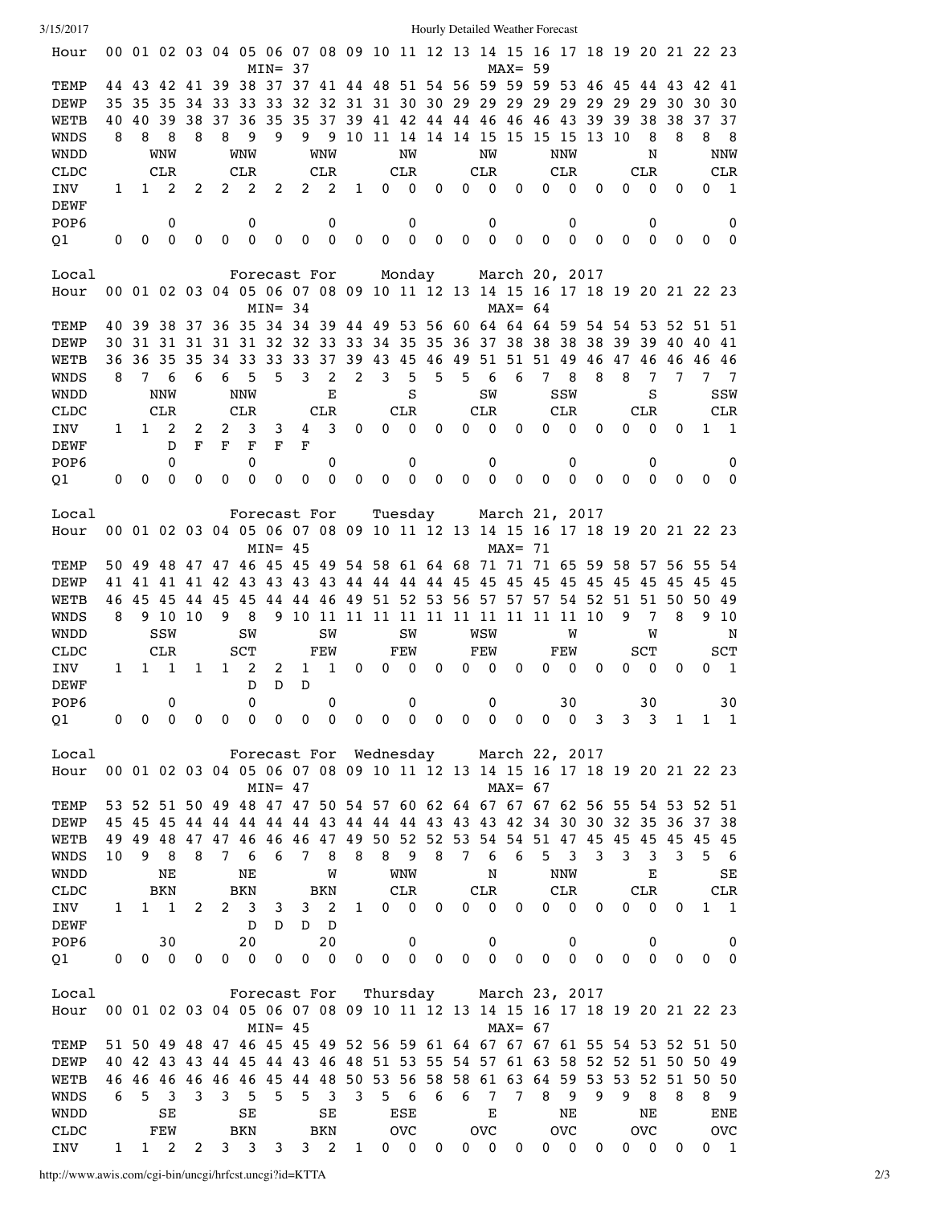```
Hour  00 01 02 03 04 05 06 07 08 09 10 11 12 13 14 15 16 17 18 19 20 21 22 23
                     MIN= 37                    MAX= 59
TEMP  44 43 42 41 39 38 37 37 41 44 48 51 54 56 59 59 59 53 46 45 44 43 42 41
DEWP  35 35 35 34 33 33 33 32 32 31 31 30 30 29 29 29 29 29 29 29 29 30 30 30
WETB  40 40 39 38 37 36 35 35 37 39 41 42 44 44 46 46 46 43 39 39 38 38 37 37
WNDS   8  8  8  8  8  9  9  9  9 10 11 14 14 14 15 15 15 15 13 10  8  8  8  8
WNDD         WNW      WNW      WNW       NW       NW      NNW        N      NNW
CLDC         CLR      CLR      CLR      CLR      CLR      CLR      CLR      CLR
INV    1  1  2  2  2  2  2  2  2  1  0  0  0  0  0  0  0  0  0  0  0  0  0  1
DEWF
POP6           0        0        0        0        0        0        0        0
Q1     0  0  0  0  0  0  0  0  0  0  0  0  0  0  0  0  0  0  0  0  0  0  0  0

Local                    Forecast For    Monday      March 20, 2017
Hour  00 01 02 03 04 05 06 07 08 09 10 11 12 13 14 15 16 17 18 19 20 21 22 23
                     MIN= 34                    MAX= 64
TEMP  40 39 38 37 36 35 34 34 39 44 49 53 56 60 64 64 64 59 54 54 53 52 51 51
DEWP  30 31 31 31 31 31 32 32 33 33 34 35 35 36 37 38 38 38 38 39 39 40 40 41
WETB  36 36 35 35 34 33 33 33 37 39 43 45 46 49 51 51 51 49 46 47 46 46 46 46
WNDS   8  7  6  6  6  5  5  3  2  2  3  5  5  5  6  6  7  8  8  8  7  7  7  7
WNDD         NNW      NNW        E        S       SW      SSW        S      SSW
CLDC         CLR      CLR      CLR      CLR      CLR      CLR      CLR      CLR
INV    1  1  2  2  2  3  3  4  3  0  0  0  0  0  0  0  0  0  0  0  0  0  1  1
DEWF           D  F  F  F  F  F
POP6           0        0        0        0        0        0        0        0
Q1     0  0  0  0  0  0  0  0  0  0  0  0  0  0  0  0  0  0  0  0  0  0  0  0

Local                    Forecast For    Tuesday     March 21, 2017
Hour  00 01 02 03 04 05 06 07 08 09 10 11 12 13 14 15 16 17 18 19 20 21 22 23
                     MIN= 45                    MAX= 71
TEMP  50 49 48 47 47 46 45 45 49 54 58 61 64 68 71 71 71 65 59 58 57 56 55 54
DEWP  41 41 41 41 42 43 43 43 43 44 44 44 44 45 45 45 45 45 45 45 45 45 45 45
WETB  46 45 45 44 45 45 44 44 46 49 51 52 53 56 57 57 57 54 52 51 51 50 50 49
WNDS   8  9 10 10  9  8  9 10 11 11 11 11 11 11 11 11 11 11 10  9  7  8  9 10
WNDD         SSW       SW       SW       SW      WSW        W        W        N
CLDC         CLR      SCT      FEW      FEW      FEW      FEW      SCT      SCT
INV    1  1  1  1  1  2  2  1  1  0  0  0  0  0  0  0  0  0  0  0  0  0  0  1
DEWF                    D  D  D
POP6           0        0        0        0        0       30       30       30
Q1     0  0  0  0  0  0  0  0  0  0  0  0  0  0  0  0  0  0  3  3  3  1  1  1

Local                    Forecast For  Wednesday     March 22, 2017
Hour  00 01 02 03 04 05 06 07 08 09 10 11 12 13 14 15 16 17 18 19 20 21 22 23
                     MIN= 47                    MAX= 67
TEMP  53 52 51 50 49 48 47 47 50 54 57 60 62 64 67 67 67 62 56 55 54 53 52 51
DEWP  45 45 45 44 44 44 44 44 43 44 44 44 43 43 43 42 34 30 30 32 35 36 37 38
WETB  49 49 48 47 47 46 46 46 47 49 50 52 52 53 54 54 51 47 45 45 45 45 45 45
WNDS  10  9  8  8  7  6  6  7  8  8  8  9  8  7  6  6  5  3  3  3  3  3  5  6
WNDD          NE       NE        W      WNW        N      NNW        E       SE
CLDC         BKN      BKN      BKN      CLR      CLR      CLR      CLR      CLR
INV    1  1  1  2  2  3  3  3  2  1  0  0  0  0  0  0  0  0  0  0  0  0  1  1
DEWF                    D  D  D  D
POP6          30       20       20        0        0        0        0        0
Q1     0  0  0  0  0  0  0  0  0  0  0  0  0  0  0  0  0  0  0  0  0  0  0  0

Local                    Forecast For   Thursday     March 23, 2017
Hour  00 01 02 03 04 05 06 07 08 09 10 11 12 13 14 15 16 17 18 19 20 21 22 23
                     MIN= 45                    MAX= 67
TEMP  51 50 49 48 47 46 45 45 49 52 56 59 61 64 67 67 67 61 55 54 53 52 51 50
DEWP  40 42 43 43 44 45 44 43 46 48 51 53 55 54 57 61 63 58 52 52 51 50 50 49
WETB  46 46 46 46 46 46 45 44 48 50 53 56 58 58 61 63 64 59 53 53 52 51 50 50
WNDS   6  5  3  3  3  5  5  5  3  3  5  6  6  6  7  7  8  9  9  9  8  8  8  9
WNDD          SE       SE       SE      ESE        E       NE       NE      ENE
CLDC         FEW      BKN      BKN      OVC      OVC      OVC      OVC      OVC
INV    1  1  2  2  3  3  3  3  2  1  0  0  0  0  0  0  0  0  0  0  0  0  0  1
```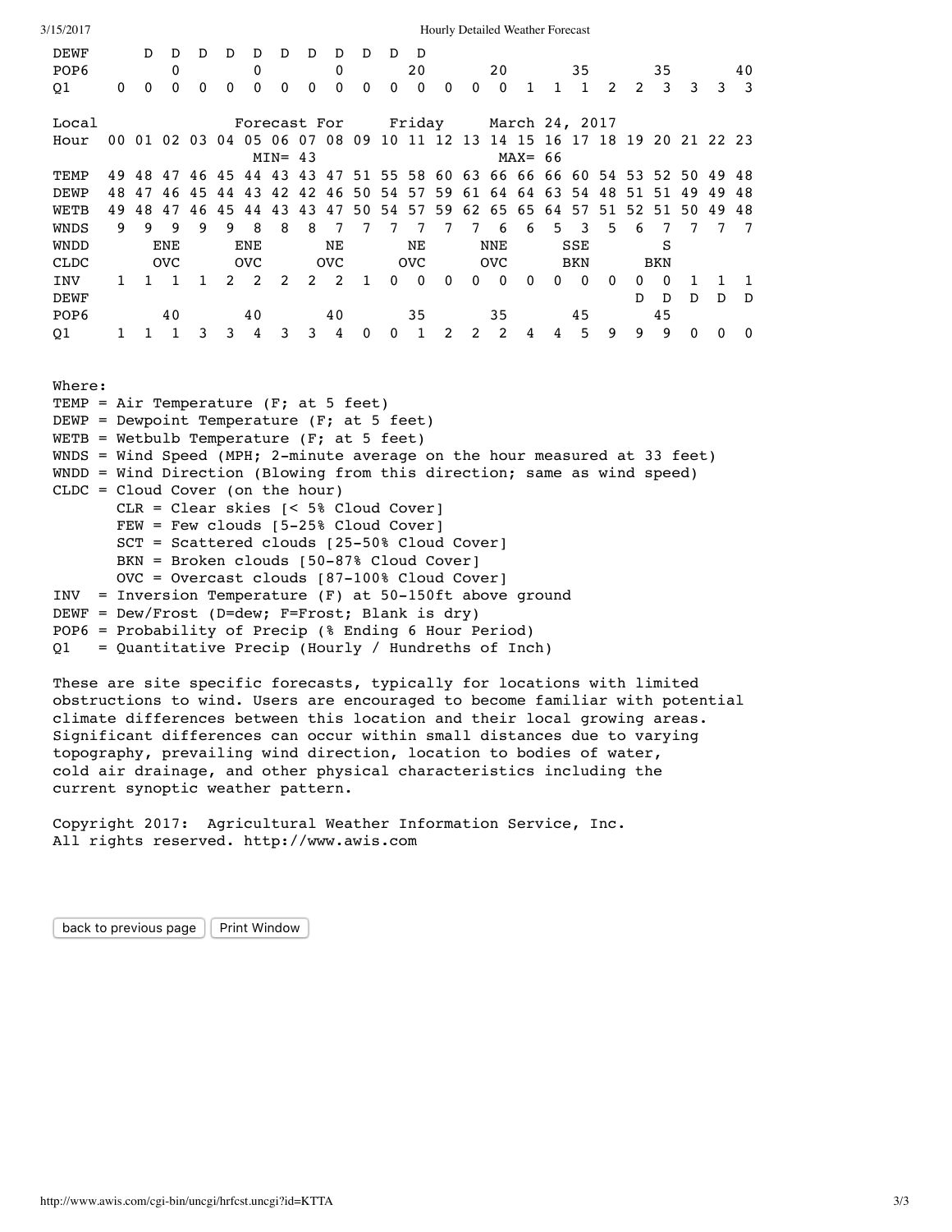| | | | | | | | | | | | | | | | | | | | | | | | | |
|---|---|---|---|---|---|---|---|---|---|---|---|---|---|---|---|---|---|---|---|---|---|---|---|---|
| DEWF | | D | D | D | D | D | D | D | D | D | D | D | | | | | | | | | | | | |
| POP6 | | | 0 | | | 0 | | | 0 | | | 20 | | | 20 | | | 35 | | | 35 | | | 40 |
| Q1 | 0 | 0 | 0 | 0 | 0 | 0 | 0 | 0 | 0 | 0 | 0 | 0 | 0 | 0 | 0 | 1 | 1 | 1 | 2 | 2 | 3 | 3 | 3 | 3 |

Local Forecast For Friday March 24, 2017

| Hour | 00 | 01 | 02 | 03 | 04 | 05 | 06 | 07 | 08 | 09 | 10 | 11 | 12 | 13 | 14 | 15 | 16 | 17 | 18 | 19 | 20 | 21 | 22 | 23 |
|---|---|---|---|---|---|---|---|---|---|---|---|---|---|---|---|---|---|---|---|---|---|---|---|---|
| | | | | | | | MIN= 43 | | | | | | | | | MAX= 66 | | | | | | | | |
| TEMP | 49 | 48 | 47 | 46 | 45 | 44 | 43 | 43 | 47 | 51 | 55 | 58 | 60 | 63 | 66 | 66 | 66 | 60 | 54 | 53 | 52 | 50 | 49 | 48 |
| DEWP | 48 | 47 | 46 | 45 | 44 | 43 | 42 | 42 | 46 | 50 | 54 | 57 | 59 | 61 | 64 | 64 | 63 | 54 | 48 | 51 | 51 | 49 | 49 | 48 |
| WETB | 49 | 48 | 47 | 46 | 45 | 44 | 43 | 43 | 47 | 50 | 54 | 57 | 59 | 62 | 65 | 65 | 64 | 57 | 51 | 52 | 51 | 50 | 49 | 48 |
| WNDS | 9 | 9 | 9 | 9 | 9 | 8 | 8 | 8 | 7 | 7 | 7 | 7 | 7 | 7 | 6 | 6 | 5 | 3 | 5 | 6 | 7 | 7 | 7 | 7 |
| WNDD | | | ENE | | | ENE | | | NE | | | NE | | | NNE | | | SSE | | | S | | | |
| CLDC | | | OVC | | | OVC | | | OVC | | | OVC | | | OVC | | | BKN | | | BKN | | | |
| INV | 1 | 1 | 1 | 1 | 2 | 2 | 2 | 2 | 2 | 1 | 0 | 0 | 0 | 0 | 0 | 0 | 0 | 0 | 0 | 0 | 0 | 1 | 1 | 1 |
| DEWF | | | | | | | | | | | | | | | | | | | | D | D | D | D | D |
| POP6 | | | 40 | | | 40 | | | 40 | | | 35 | | | 35 | | | 45 | | | 45 | | | |
| Q1 | 1 | 1 | 1 | 3 | 3 | 4 | 3 | 3 | 4 | 0 | 0 | 1 | 2 | 2 | 2 | 4 | 4 | 5 | 9 | 9 | 9 | 0 | 0 | 0 |

Where:

TEMP = Air Temperature (F; at 5 feet)
DEWP = Dewpoint Temperature (F; at 5 feet)
WETB = Wetbulb Temperature (F; at 5 feet)
WNDS = Wind Speed (MPH; 2-minute average on the hour measured at 33 feet)
WNDD = Wind Direction (Blowing from this direction; same as wind speed)
CLDC = Cloud Cover (on the hour)

- CLR = Clear skies [< 5% Cloud Cover]
- FEW = Few clouds [5-25% Cloud Cover]
- SCT = Scattered clouds [25-50% Cloud Cover]
- BKN = Broken clouds [50-87% Cloud Cover]
- OVC = Overcast clouds [87-100% Cloud Cover]

INV = Inversion Temperature (F) at 50-150ft above ground
DEWF = Dew/Frost (D=dew; F=Frost; Blank is dry)
POP6 = Probability of Precip (% Ending 6 Hour Period)
Q1 = Quantitative Precip (Hourly / Hundreths of Inch)

These are site specific forecasts, typically for locations with limited obstructions to wind. Users are encouraged to become familiar with potential climate differences between this location and their local growing areas. Significant differences can occur within small distances due to varying topography, prevailing wind direction, location to bodies of water, cold air drainage, and other physical characteristics including the current synoptic weather pattern.

Copyright 2017: Agricultural Weather Information Service, Inc.
All rights reserved. http://www.awis.com

back to previous page | Print Window